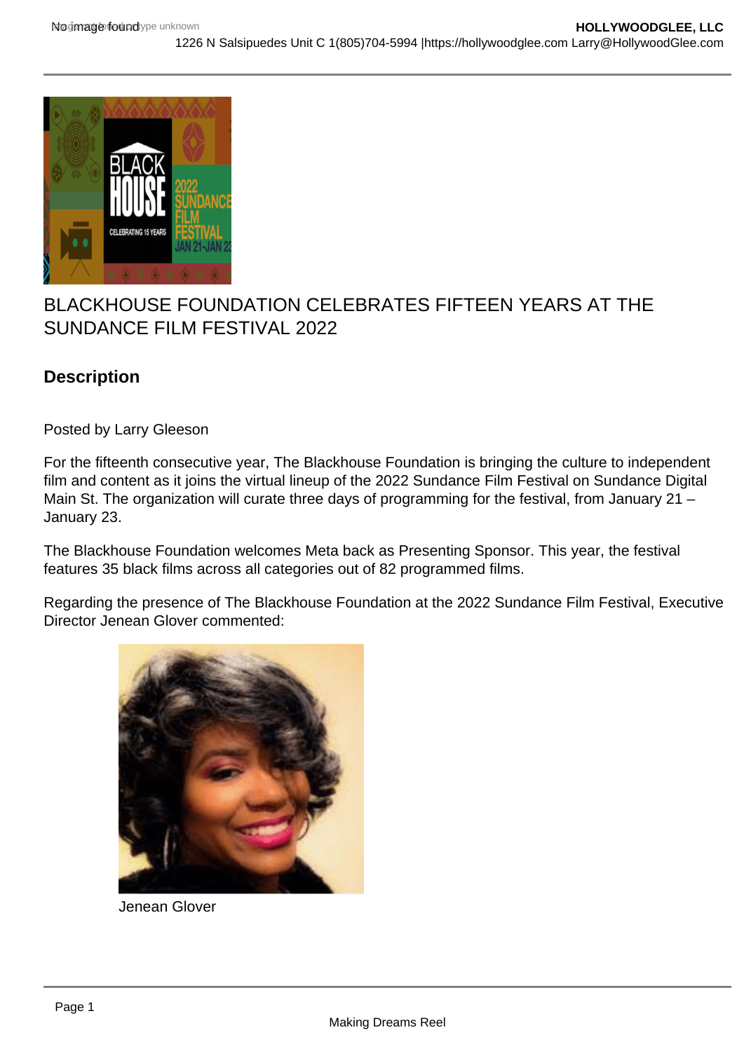# BLACKHOUSE FOUNDATION CELEBRATES FIFTEEN YEARS AT THE SUNDANCE FILM FESTIVAL 2022

## Description

Posted by Larry Gleeson

For the fifteenth consecutive year, The Blackhouse Foundation is bringing the culture to independent film and content as it joins the virtual lineup of the 2022 Sundance Film Festival on Sundance Digital Main St. The organization will curate three days of programming for the festival, from January 21 – January 23.

The Blackhouse Foundation welcomes Meta back as Presenting Sponsor. This year, the festival features 35 black films across all categories out of 82 programmed films.

Regarding the presence of The Blackhouse Foundation at the 2022 Sundance Film Festival, Executive Director Jenean Glover commented:

Jenean Glover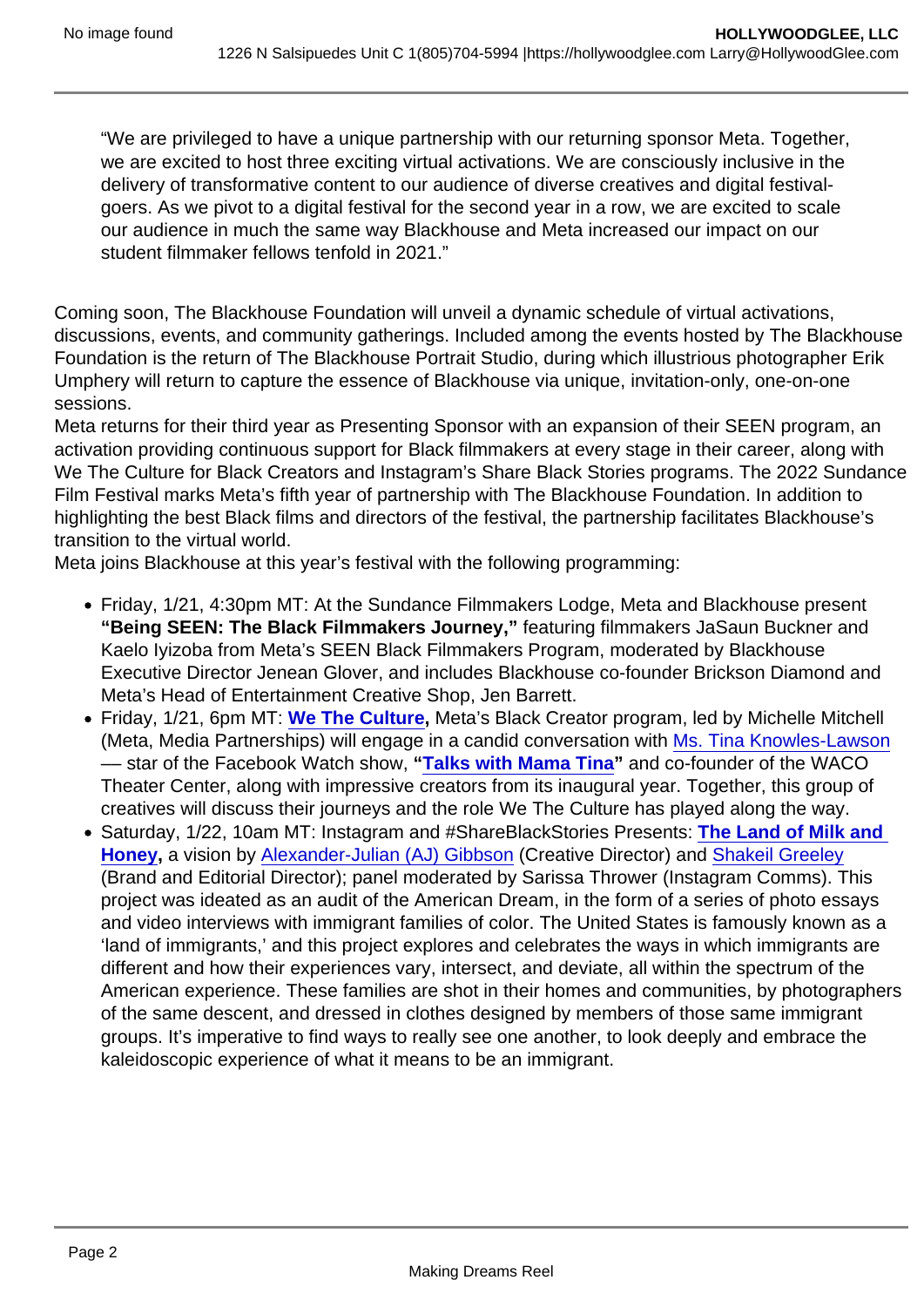"We are privileged to have a unique partnership with our returning sponsor Meta. Together, we are excited to host three exciting virtual activations. We are consciously inclusive in the delivery of transformative content to our audience of diverse creatives and digital festival-goers. As we pivot to a digital festival for the second year in a row, we are excited to scale our audience in much the same way Blackhouse and Meta increased our impact on our student filmmaker fellows tenfold in 2021."

Coming soon, The Blackhouse Foundation will unveil a dynamic schedule of virtual activations, discussions, events, and community gatherings. Included among the events hosted by The Blackhouse Foundation is the return of The Blackhouse Portrait Studio, during which illustrious photographer Erik Umphery will return to capture the essence of Blackhouse via unique, invitation-only, one-on-one sessions.

Meta returns for their third year as Presenting Sponsor with an expansion of their SEEN program, an activation providing continuous support for Black filmmakers at every stage in their career, along with We The Culture for Black Creators and Instagram's Share Black Stories programs. The 2022 Sundance Film Festival marks Meta's fifth year of partnership with The Blackhouse Foundation. In addition to highlighting the best Black films and directors of the festival, the partnership facilitates Blackhouse's transition to the virtual world.

Meta joins Blackhouse at this year's festival with the following programming:

- Friday, 1/21, 4:30pm MT: At the Sundance Filmmakers Lodge, Meta and Blackhouse present **"Being SEEN: The Black Filmmakers Journey,"** featuring filmmakers JaSaun Buckner and Kaelo Iyizoba from Meta's SEEN Black Filmmakers Program, moderated by Blackhouse Executive Director Jenean Glover, and includes Blackhouse co-founder Brickson Diamond and Meta's Head of Entertainment Creative Shop, Jen Barrett.
- Friday, 1/21, 6pm MT: **We The Culture,** Meta's Black Creator program, led by Michelle Mitchell (Meta, Media Partnerships) will engage in a candid conversation with Ms. Tina Knowles-Lawson — star of the Facebook Watch show, **"Talks with Mama Tina"** and co-founder of the WACO Theater Center, along with impressive creators from its inaugural year. Together, this group of creatives will discuss their journeys and the role We The Culture has played along the way.
- Saturday, 1/22, 10am MT: Instagram and #ShareBlackStories Presents: **The Land of Milk and Honey,** a vision by Alexander-Julian (AJ) Gibbson (Creative Director) and Shakeil Greeley (Brand and Editorial Director); panel moderated by Sarissa Thrower (Instagram Comms). This project was ideated as an audit of the American Dream, in the form of a series of photo essays and video interviews with immigrant families of color. The United States is famously known as a 'land of immigrants,' and this project explores and celebrates the ways in which immigrants are different and how their experiences vary, intersect, and deviate, all within the spectrum of the American experience. These families are shot in their homes and communities, by photographers of the same descent, and dressed in clothes designed by members of those same immigrant groups. It's imperative to find ways to really see one another, to look deeply and embrace the kaleidoscopic experience of what it means to be an immigrant.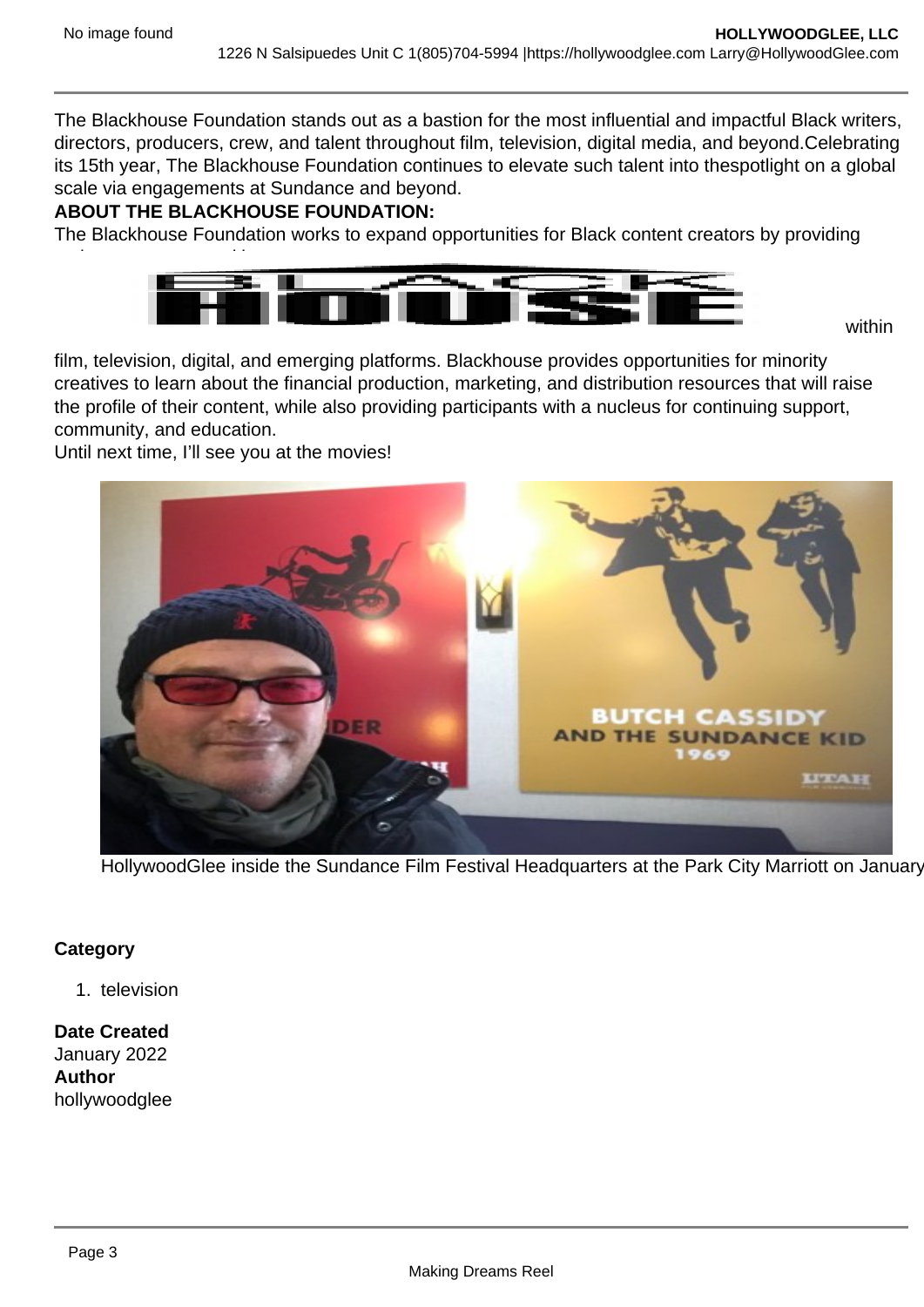The Blackhouse Foundation stands out as a bastion for the most influential and impactful Black writers, directors, producers, crew, and talent throughout film, television, digital media, and beyond.Celebrating its 15th year, The Blackhouse Foundation continues to elevate such talent into thespotlight on a global scale via engagements at Sundance and beyond.

**ABOUT THE BLACKHOUSE FOUNDATION:**

The Blackhouse Foundation works to expand opportunities for Black content creators by providing

within

film, television, digital, and emerging platforms. Blackhouse provides opportunities for minority creatives to learn about the financial production, marketing, and distribution resources that will raise the profile of their content, while also providing participants with a nucleus for continuing support, community, and education.

Until next time, I'll see you at the movies!

HollywoodGlee inside the Sundance Film Festival Headquarters at the Park City Marriott on January

**Category**

1. television

**Date Created**
January 2022

**Author**
hollywoodglee